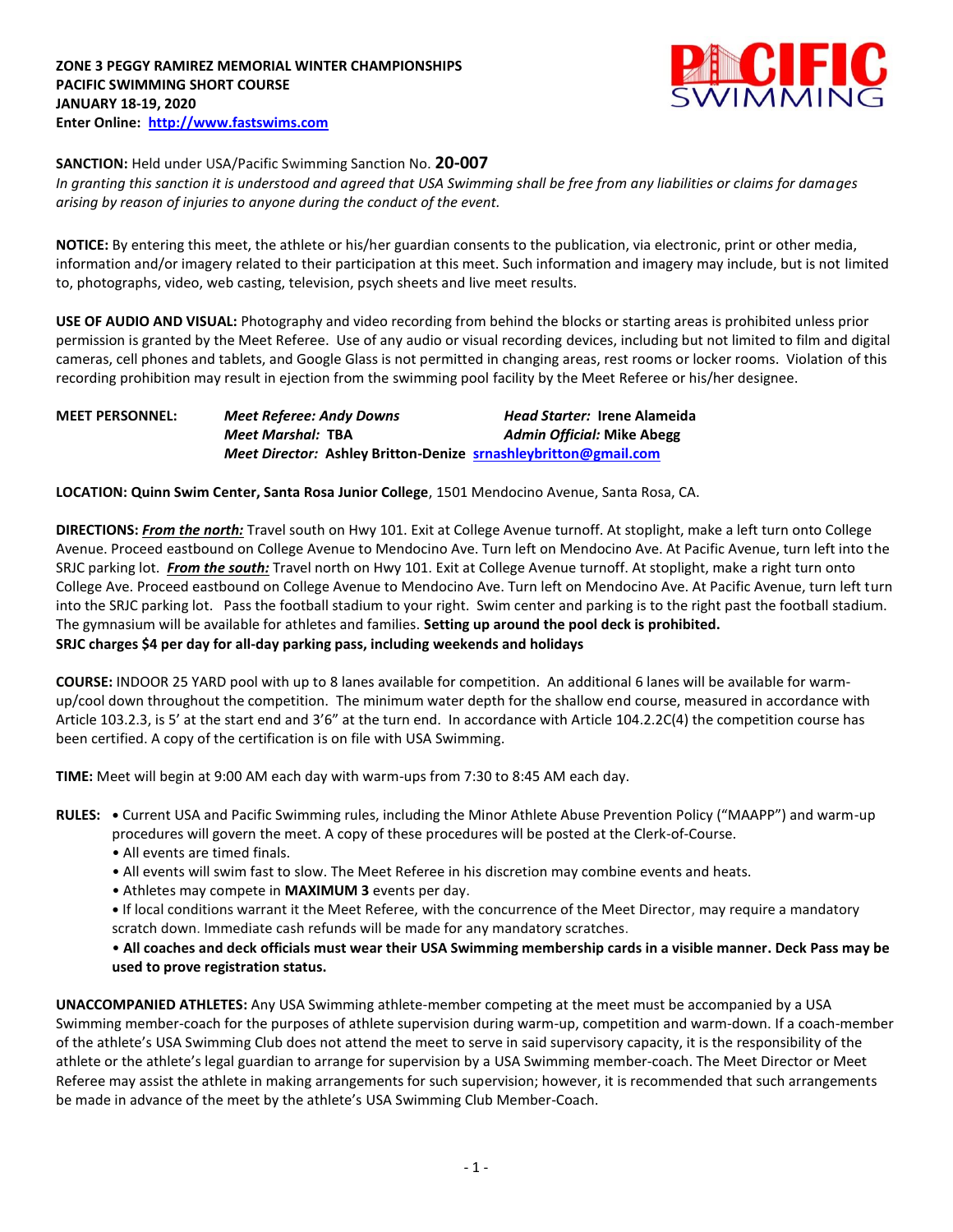**ZONE 3 PEGGY RAMIREZ MEMORIAL WINTER CHAMPIONSHIPS**
**PACIFIC SWIMMING SHORT COURSE**
**JANUARY 18-19, 2020**
**Enter Online: [http://www.fastswims.com](http://www.fastswims.com)**

**SANCTION:** Held under USA/Pacific Swimming Sanction No. **20-007**
*In granting this sanction it is understood and agreed that USA Swimming shall be free from any liabilities or claims for damages arising by reason of injuries to anyone during the conduct of the event.*

**NOTICE:** By entering this meet, the athlete or his/her guardian consents to the publication, via electronic, print or other media, information and/or imagery related to their participation at this meet. Such information and imagery may include, but is not limited to, photographs, video, web casting, television, psych sheets and live meet results.

**USE OF AUDIO AND VISUAL:** Photography and video recording from behind the blocks or starting areas is prohibited unless prior permission is granted by the Meet Referee. Use of any audio or visual recording devices, including but not limited to film and digital cameras, cell phones and tablets, and Google Glass is not permitted in changing areas, rest rooms or locker rooms. Violation of this recording prohibition may result in ejection from the swimming pool facility by the Meet Referee or his/her designee.

**MEET PERSONNEL:**
*Meet Referee: Andy Downs* — ***Head Starter:*** **Irene Alameida**
***Meet Marshal:*** **TBA** — ***Admin Official:*** **Mike Abegg**
***Meet Director:*** **Ashley Britton-Denize [srnashleybritton@gmail.com](mailto:srnashleybritton@gmail.com)**

**LOCATION: Quinn Swim Center, Santa Rosa Junior College**, 1501 Mendocino Avenue, Santa Rosa, CA.

**DIRECTIONS:** ***From the north:*** Travel south on Hwy 101. Exit at College Avenue turnoff. At stoplight, make a left turn onto College Avenue. Proceed eastbound on College Avenue to Mendocino Ave. Turn left on Mendocino Ave. At Pacific Avenue, turn left into the SRJC parking lot. ***From the south:*** Travel north on Hwy 101. Exit at College Avenue turnoff. At stoplight, make a right turn onto College Ave. Proceed eastbound on College Avenue to Mendocino Ave. Turn left on Mendocino Ave. At Pacific Avenue, turn left turn into the SRJC parking lot. Pass the football stadium to your right. Swim center and parking is to the right past the football stadium. The gymnasium will be available for athletes and families. **Setting up around the pool deck is prohibited.**
**SRJC charges $4 per day for all-day parking pass, including weekends and holidays**

**COURSE:** INDOOR 25 YARD pool with up to 8 lanes available for competition. An additional 6 lanes will be available for warm-up/cool down throughout the competition. The minimum water depth for the shallow end course, measured in accordance with Article 103.2.3, is 5' at the start end and 3'6" at the turn end. In accordance with Article 104.2.2C(4) the competition course has been certified. A copy of the certification is on file with USA Swimming.

**TIME:** Meet will begin at 9:00 AM each day with warm-ups from 7:30 to 8:45 AM each day.

**RULES:**
- Current USA and Pacific Swimming rules, including the Minor Athlete Abuse Prevention Policy ("MAAPP") and warm-up procedures will govern the meet. A copy of these procedures will be posted at the Clerk-of-Course.
- All events are timed finals.
- All events will swim fast to slow. The Meet Referee in his discretion may combine events and heats.
- Athletes may compete in **MAXIMUM 3** events per day.
- If local conditions warrant it the Meet Referee, with the concurrence of the Meet Director, may require a mandatory scratch down. Immediate cash refunds will be made for any mandatory scratches.
- **All coaches and deck officials must wear their USA Swimming membership cards in a visible manner. Deck Pass may be used to prove registration status.**

**UNACCOMPANIED ATHLETES:** Any USA Swimming athlete-member competing at the meet must be accompanied by a USA Swimming member-coach for the purposes of athlete supervision during warm-up, competition and warm-down. If a coach-member of the athlete's USA Swimming Club does not attend the meet to serve in said supervisory capacity, it is the responsibility of the athlete or the athlete's legal guardian to arrange for supervision by a USA Swimming member-coach. The Meet Director or Meet Referee may assist the athlete in making arrangements for such supervision; however, it is recommended that such arrangements be made in advance of the meet by the athlete's USA Swimming Club Member-Coach.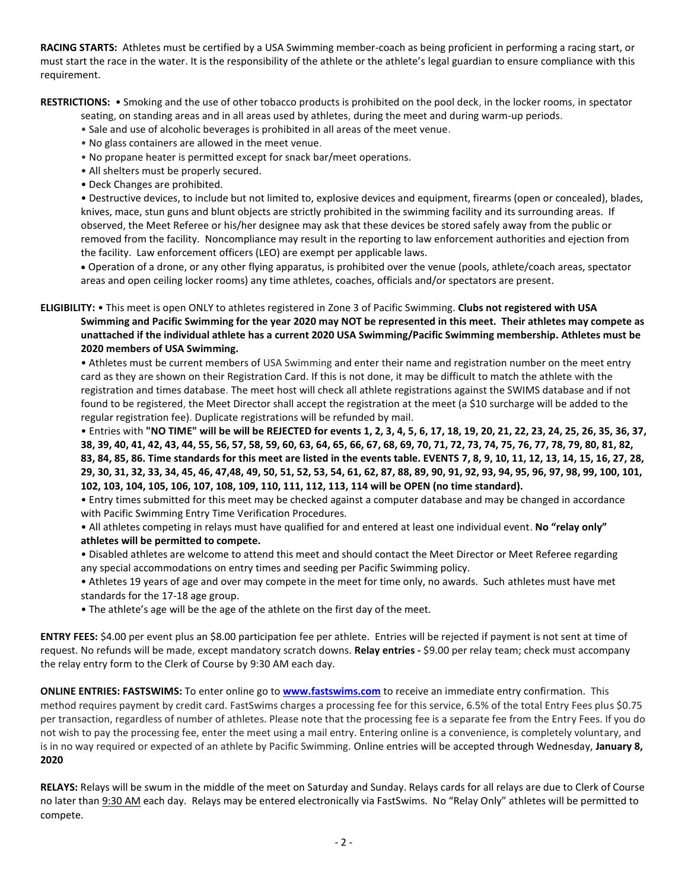**RACING STARTS:** Athletes must be certified by a USA Swimming member-coach as being proficient in performing a racing start, or must start the race in the water. It is the responsibility of the athlete or the athlete's legal guardian to ensure compliance with this requirement.

**RESTRICTIONS:** • Smoking and the use of other tobacco products is prohibited on the pool deck, in the locker rooms, in spectator seating, on standing areas and in all areas used by athletes, during the meet and during warm-up periods.

- Sale and use of alcoholic beverages is prohibited in all areas of the meet venue.
- No glass containers are allowed in the meet venue.
- No propane heater is permitted except for snack bar/meet operations.
- All shelters must be properly secured.
- Deck Changes are prohibited.
- Destructive devices, to include but not limited to, explosive devices and equipment, firearms (open or concealed), blades, knives, mace, stun guns and blunt objects are strictly prohibited in the swimming facility and its surrounding areas. If observed, the Meet Referee or his/her designee may ask that these devices be stored safely away from the public or removed from the facility. Noncompliance may result in the reporting to law enforcement authorities and ejection from the facility. Law enforcement officers (LEO) are exempt per applicable laws.
- Operation of a drone, or any other flying apparatus, is prohibited over the venue (pools, athlete/coach areas, spectator areas and open ceiling locker rooms) any time athletes, coaches, officials and/or spectators are present.

**ELIGIBILITY:** • This meet is open ONLY to athletes registered in Zone 3 of Pacific Swimming. **Clubs not registered with USA Swimming and Pacific Swimming for the year 2020 may NOT be represented in this meet. Their athletes may compete as unattached if the individual athlete has a current 2020 USA Swimming/Pacific Swimming membership. Athletes must be 2020 members of USA Swimming.**

- Athletes must be current members of USA Swimming and enter their name and registration number on the meet entry card as they are shown on their Registration Card. If this is not done, it may be difficult to match the athlete with the registration and times database. The meet host will check all athlete registrations against the SWIMS database and if not found to be registered, the Meet Director shall accept the registration at the meet (a $10 surcharge will be added to the regular registration fee). Duplicate registrations will be refunded by mail.
- Entries with **"NO TIME" will be will be REJECTED for events 1, 2, 3, 4, 5, 6, 17, 18, 19, 20, 21, 22, 23, 24, 25, 26, 35, 36, 37, 38, 39, 40, 41, 42, 43, 44, 55, 56, 57, 58, 59, 60, 63, 64, 65, 66, 67, 68, 69, 70, 71, 72, 73, 74, 75, 76, 77, 78, 79, 80, 81, 82, 83, 84, 85, 86. Time standards for this meet are listed in the events table. EVENTS 7, 8, 9, 10, 11, 12, 13, 14, 15, 16, 27, 28, 29, 30, 31, 32, 33, 34, 45, 46, 47,48, 49, 50, 51, 52, 53, 54, 61, 62, 87, 88, 89, 90, 91, 92, 93, 94, 95, 96, 97, 98, 99, 100, 101, 102, 103, 104, 105, 106, 107, 108, 109, 110, 111, 112, 113, 114 will be OPEN (no time standard).**
- Entry times submitted for this meet may be checked against a computer database and may be changed in accordance with Pacific Swimming Entry Time Verification Procedures.
- All athletes competing in relays must have qualified for and entered at least one individual event. **No "relay only" athletes will be permitted to compete.**
- Disabled athletes are welcome to attend this meet and should contact the Meet Director or Meet Referee regarding any special accommodations on entry times and seeding per Pacific Swimming policy.
- Athletes 19 years of age and over may compete in the meet for time only, no awards. Such athletes must have met standards for the 17-18 age group.
- The athlete's age will be the age of the athlete on the first day of the meet.

**ENTRY FEES:** $4.00 per event plus an $8.00 participation fee per athlete. Entries will be rejected if payment is not sent at time of request. No refunds will be made, except mandatory scratch downs. **Relay entries -** $9.00 per relay team; check must accompany the relay entry form to the Clerk of Course by 9:30 AM each day.

**ONLINE ENTRIES: FASTSWIMS:** To enter online go to **www.fastswims.com** to receive an immediate entry confirmation. This method requires payment by credit card. FastSwims charges a processing fee for this service, 6.5% of the total Entry Fees plus $0.75 per transaction, regardless of number of athletes. Please note that the processing fee is a separate fee from the Entry Fees. If you do not wish to pay the processing fee, enter the meet using a mail entry. Entering online is a convenience, is completely voluntary, and is in no way required or expected of an athlete by Pacific Swimming. Online entries will be accepted through Wednesday, **January 8, 2020**

**RELAYS:** Relays will be swum in the middle of the meet on Saturday and Sunday. Relays cards for all relays are due to Clerk of Course no later than 9:30 AM each day. Relays may be entered electronically via FastSwims. No "Relay Only" athletes will be permitted to compete.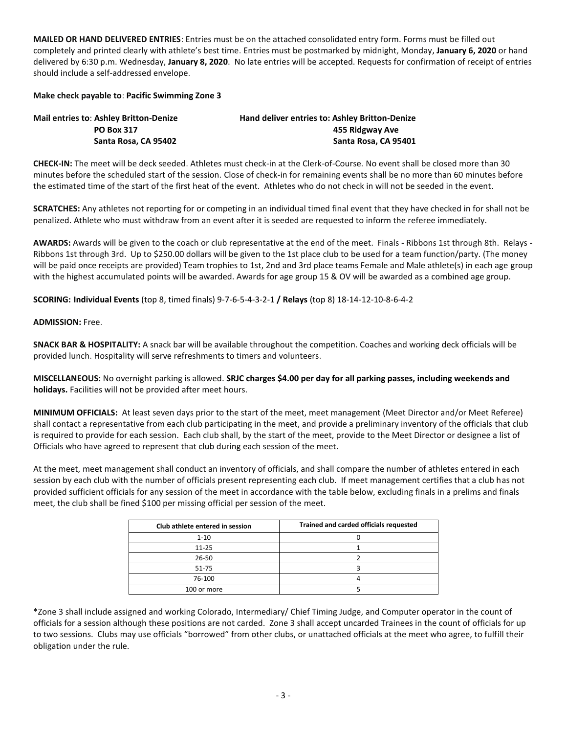**MAILED OR HAND DELIVERED ENTRIES**: Entries must be on the attached consolidated entry form. Forms must be filled out completely and printed clearly with athlete's best time. Entries must be postmarked by midnight, Monday, **January 6, 2020** or hand delivered by 6:30 p.m. Wednesday, **January 8, 2020**. No late entries will be accepted. Requests for confirmation of receipt of entries should include a self-addressed envelope.

**Make check payable to**: **Pacific Swimming Zone 3**

**Mail entries to**: **Ashley Britton-Denize**
**PO Box 317**
**Santa Rosa, CA 95402**

**Hand deliver entries to: Ashley Britton-Denize**
**455 Ridgway Ave**
**Santa Rosa, CA 95401**

**CHECK-IN:** The meet will be deck seeded. Athletes must check-in at the Clerk-of-Course. No event shall be closed more than 30 minutes before the scheduled start of the session. Close of check-in for remaining events shall be no more than 60 minutes before the estimated time of the start of the first heat of the event. Athletes who do not check in will not be seeded in the event.

**SCRATCHES:** Any athletes not reporting for or competing in an individual timed final event that they have checked in for shall not be penalized. Athlete who must withdraw from an event after it is seeded are requested to inform the referee immediately.

**AWARDS:** Awards will be given to the coach or club representative at the end of the meet. Finals - Ribbons 1st through 8th. Relays - Ribbons 1st through 3rd. Up to $250.00 dollars will be given to the 1st place club to be used for a team function/party. (The money will be paid once receipts are provided) Team trophies to 1st, 2nd and 3rd place teams Female and Male athlete(s) in each age group with the highest accumulated points will be awarded. Awards for age group 15 & OV will be awarded as a combined age group.

**SCORING: Individual Events** (top 8, timed finals) 9-7-6-5-4-3-2-1 **/ Relays** (top 8) 18-14-12-10-8-6-4-2

**ADMISSION:** Free.

**SNACK BAR & HOSPITALITY:** A snack bar will be available throughout the competition. Coaches and working deck officials will be provided lunch. Hospitality will serve refreshments to timers and volunteers.

**MISCELLANEOUS:** No overnight parking is allowed. **SRJC charges $4.00 per day for all parking passes, including weekends and holidays.** Facilities will not be provided after meet hours.

**MINIMUM OFFICIALS:** At least seven days prior to the start of the meet, meet management (Meet Director and/or Meet Referee) shall contact a representative from each club participating in the meet, and provide a preliminary inventory of the officials that club is required to provide for each session. Each club shall, by the start of the meet, provide to the Meet Director or designee a list of Officials who have agreed to represent that club during each session of the meet.

At the meet, meet management shall conduct an inventory of officials, and shall compare the number of athletes entered in each session by each club with the number of officials present representing each club. If meet management certifies that a club has not provided sufficient officials for any session of the meet in accordance with the table below, excluding finals in a prelims and finals meet, the club shall be fined $100 per missing official per session of the meet.

| Club athlete entered in session | Trained and carded officials requested |
|---|---|
| 1-10 | 0 |
| 11-25 | 1 |
| 26-50 | 2 |
| 51-75 | 3 |
| 76-100 | 4 |
| 100 or more | 5 |

*Zone 3 shall include assigned and working Colorado, Intermediary/ Chief Timing Judge, and Computer operator in the count of officials for a session although these positions are not carded. Zone 3 shall accept uncarded Trainees in the count of officials for up to two sessions. Clubs may use officials "borrowed" from other clubs, or unattached officials at the meet who agree, to fulfill their obligation under the rule.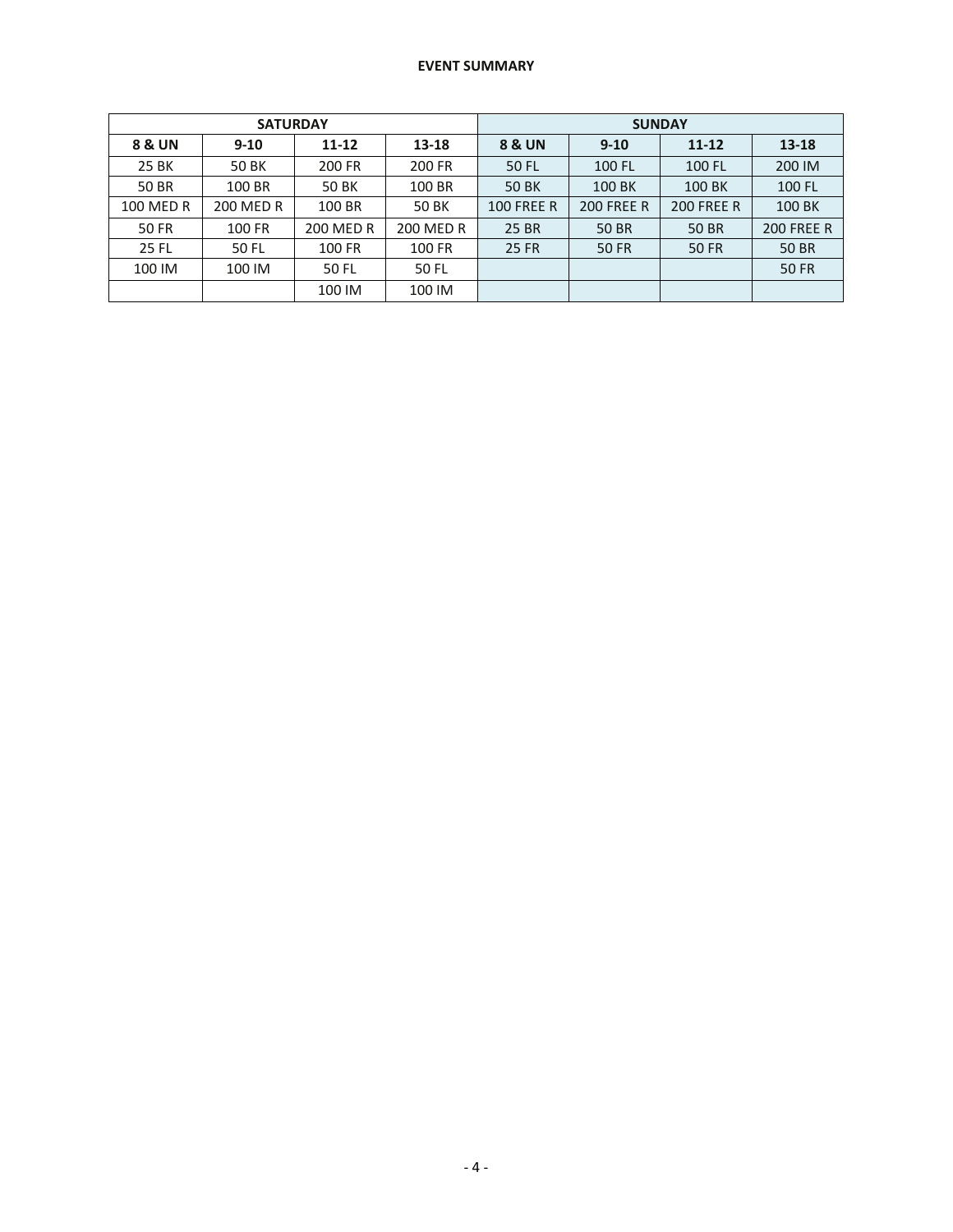**EVENT SUMMARY**

| SATURDAY | | | | SUNDAY | | | |
|---|---|---|---|---|---|---|---|
| **8 & UN** | **9-10** | **11-12** | **13-18** | **8 & UN** | **9-10** | **11-12** | **13-18** |
| 25 BK | 50 BK | 200 FR | 200 FR | 50 FL | 100 FL | 100 FL | 200 IM |
| 50 BR | 100 BR | 50 BK | 100 BR | 50 BK | 100 BK | 100 BK | 100 FL |
| 100 MED R | 200 MED R | 100 BR | 50 BK | 100 FREE R | 200 FREE R | 200 FREE R | 100 BK |
| 50 FR | 100 FR | 200 MED R | 200 MED R | 25 BR | 50 BR | 50 BR | 200 FREE R |
| 25 FL | 50 FL | 100 FR | 100 FR | 25 FR | 50 FR | 50 FR | 50 BR |
| 100 IM | 100 IM | 50 FL | 50 FL | | | | 50 FR |
| | | 100 IM | 100 IM | | | | |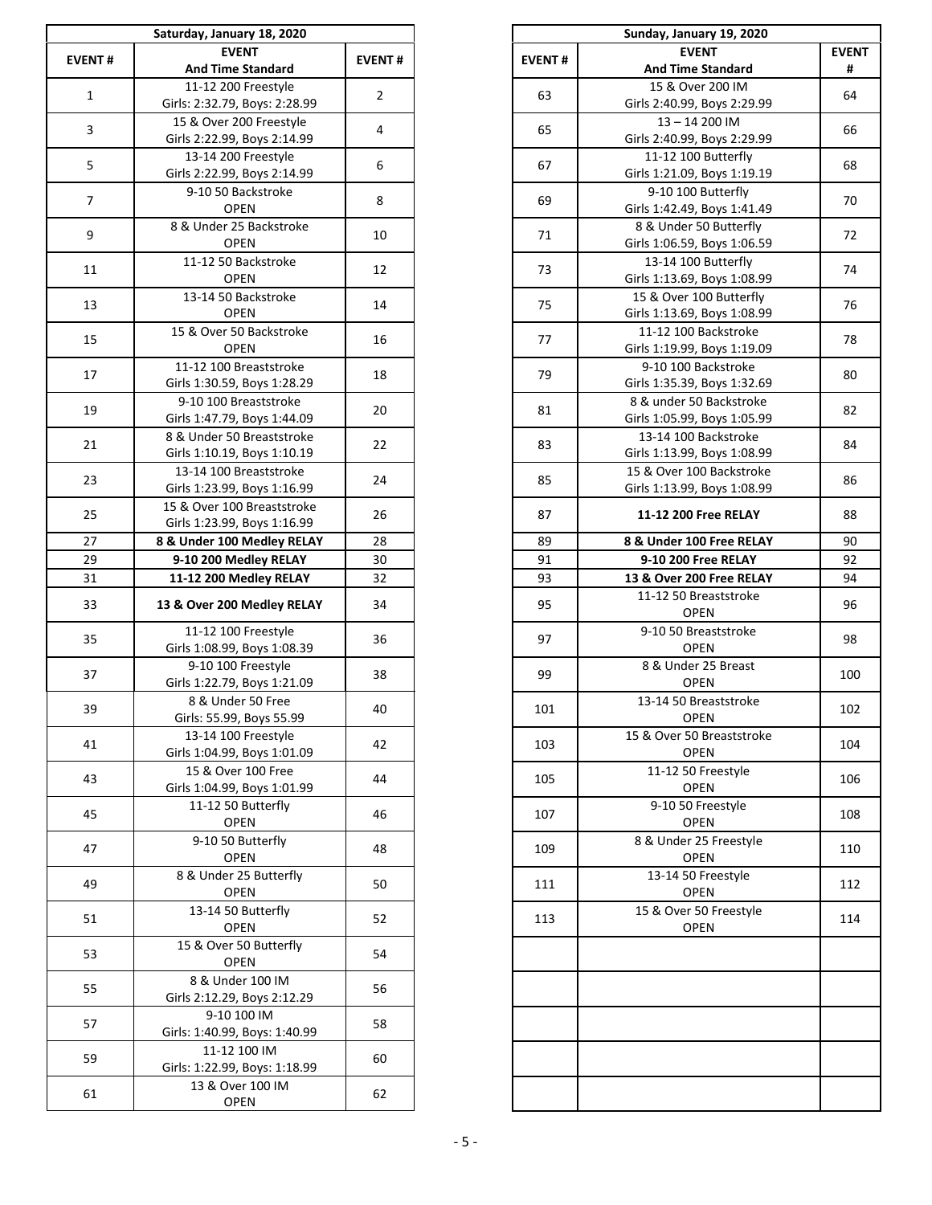| Saturday, January 18, 2020 | | |
|---|---|---|
| **EVENT #** | **EVENT And Time Standard** | **EVENT #** |
| 1 | 11-12 200 Freestyle Girls: 2:32.79, Boys: 2:28.99 | 2 |
| 3 | 15 & Over 200 Freestyle Girls 2:22.99, Boys 2:14.99 | 4 |
| 5 | 13-14 200 Freestyle Girls 2:22.99, Boys 2:14.99 | 6 |
| 7 | 9-10 50 Backstroke OPEN | 8 |
| 9 | 8 & Under 25 Backstroke OPEN | 10 |
| 11 | 11-12 50 Backstroke OPEN | 12 |
| 13 | 13-14 50 Backstroke OPEN | 14 |
| 15 | 15 & Over 50 Backstroke OPEN | 16 |
| 17 | 11-12 100 Breaststroke Girls 1:30.59, Boys 1:28.29 | 18 |
| 19 | 9-10 100 Breaststroke Girls 1:47.79, Boys 1:44.09 | 20 |
| 21 | 8 & Under 50 Breaststroke Girls 1:10.19, Boys 1:10.19 | 22 |
| 23 | 13-14 100 Breaststroke Girls 1:23.99, Boys 1:16.99 | 24 |
| 25 | 15 & Over 100 Breaststroke Girls 1:23.99, Boys 1:16.99 | 26 |
| 27 | **8 & Under 100 Medley RELAY** | 28 |
| 29 | **9-10 200 Medley RELAY** | 30 |
| 31 | **11-12 200 Medley RELAY** | 32 |
| 33 | **13 & Over 200 Medley RELAY** | 34 |
| 35 | 11-12 100 Freestyle Girls 1:08.99, Boys 1:08.39 | 36 |
| 37 | 9-10 100 Freestyle Girls 1:22.79, Boys 1:21.09 | 38 |
| 39 | 8 & Under 50 Free Girls: 55.99, Boys 55.99 | 40 |
| 41 | 13-14 100 Freestyle Girls 1:04.99, Boys 1:01.09 | 42 |
| 43 | 15 & Over 100 Free Girls 1:04.99, Boys 1:01.99 | 44 |
| 45 | 11-12 50 Butterfly OPEN | 46 |
| 47 | 9-10 50 Butterfly OPEN | 48 |
| 49 | 8 & Under 25 Butterfly OPEN | 50 |
| 51 | 13-14 50 Butterfly OPEN | 52 |
| 53 | 15 & Over 50 Butterfly OPEN | 54 |
| 55 | 8 & Under 100 IM Girls 2:12.29, Boys 2:12.29 | 56 |
| 57 | 9-10 100 IM Girls: 1:40.99, Boys: 1:40.99 | 58 |
| 59 | 11-12 100 IM Girls: 1:22.99, Boys: 1:18.99 | 60 |
| 61 | 13 & Over 100 IM OPEN | 62 |

| Sunday, January 19, 2020 | | |
|---|---|---|
| **EVENT #** | **EVENT And Time Standard** | **EVENT #** |
| 63 | 15 & Over 200 IM Girls 2:40.99, Boys 2:29.99 | 64 |
| 65 | 13 – 14 200 IM Girls 2:40.99, Boys 2:29.99 | 66 |
| 67 | 11-12 100 Butterfly Girls 1:21.09, Boys 1:19.19 | 68 |
| 69 | 9-10 100 Butterfly Girls 1:42.49, Boys 1:41.49 | 70 |
| 71 | 8 & Under 50 Butterfly Girls 1:06.59, Boys 1:06.59 | 72 |
| 73 | 13-14 100 Butterfly Girls 1:13.69, Boys 1:08.99 | 74 |
| 75 | 15 & Over 100 Butterfly Girls 1:13.69, Boys 1:08.99 | 76 |
| 77 | 11-12 100 Backstroke Girls 1:19.99, Boys 1:19.09 | 78 |
| 79 | 9-10 100 Backstroke Girls 1:35.39, Boys 1:32.69 | 80 |
| 81 | 8 & under 50 Backstroke Girls 1:05.99, Boys 1:05.99 | 82 |
| 83 | 13-14 100 Backstroke Girls 1:13.99, Boys 1:08.99 | 84 |
| 85 | 15 & Over 100 Backstroke Girls 1:13.99, Boys 1:08.99 | 86 |
| 87 | **11-12 200 Free RELAY** | 88 |
| 89 | **8 & Under 100 Free RELAY** | 90 |
| 91 | **9-10 200 Free RELAY** | 92 |
| 93 | **13 & Over 200 Free RELAY** | 94 |
| 95 | 11-12 50 Breaststroke OPEN | 96 |
| 97 | 9-10 50 Breaststroke OPEN | 98 |
| 99 | 8 & Under 25 Breast OPEN | 100 |
| 101 | 13-14 50 Breaststroke OPEN | 102 |
| 103 | 15 & Over 50 Breaststroke OPEN | 104 |
| 105 | 11-12 50 Freestyle OPEN | 106 |
| 107 | 9-10 50 Freestyle OPEN | 108 |
| 109 | 8 & Under 25 Freestyle OPEN | 110 |
| 111 | 13-14 50 Freestyle OPEN | 112 |
| 113 | 15 & Over 50 Freestyle OPEN | 114 |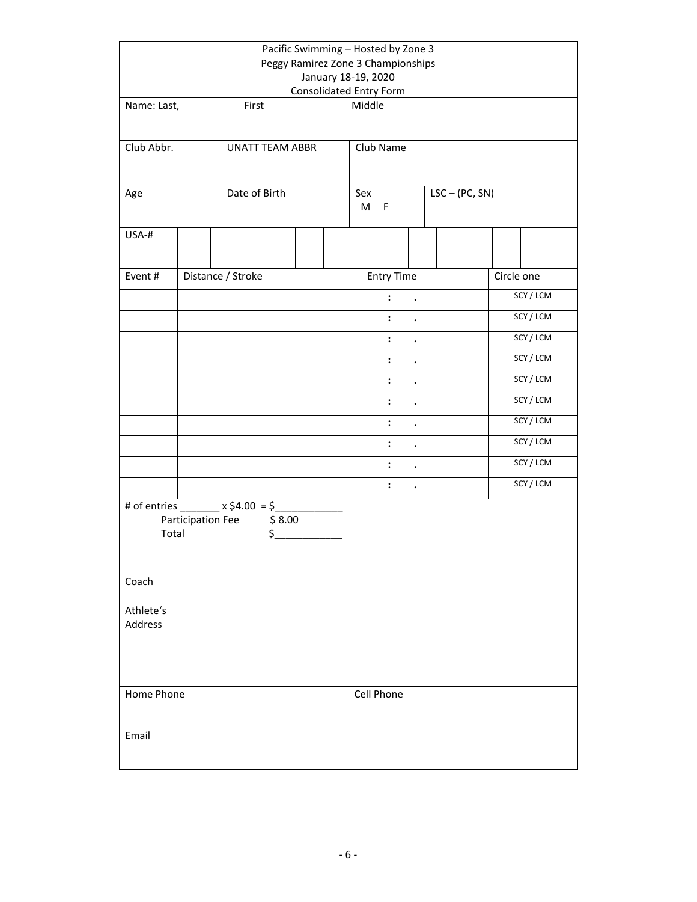Pacific Swimming – Hosted by Zone 3
Peggy Ramirez Zone 3 Championships
January 18-19, 2020
Consolidated Entry Form

| Name: Last, | First | Middle |
|---|---|---|
| | | |

| Club Abbr. | UNATT TEAM ABBR | Club Name |
|---|---|---|
| | | |

| Age | Date of Birth | Sex M F | LSC – (PC, SN) |
|---|---|---|---|
| | | | |

| USA-# | | | | | | | | | | | | | | |
|---|---|---|---|---|---|---|---|---|---|---|---|---|---|---|
| | | | | | | | | | | | | | | |

| Event # | Distance / Stroke | Entry Time | Circle one |
|---|---|---|---|
| | | : . | SCY / LCM |
| | | : . | SCY / LCM |
| | | : . | SCY / LCM |
| | | : . | SCY / LCM |
| | | : . | SCY / LCM |
| | | : . | SCY / LCM |
| | | : . | SCY / LCM |
| | | : . | SCY / LCM |
| | | : . | SCY / LCM |
| | | : . | SCY / LCM |

# of entries _______ x $4.00 = $____________
Participation Fee $ 8.00
Total $____________

Coach

Athlete's Address

| Home Phone | Cell Phone |
|---|---|
| | |

Email